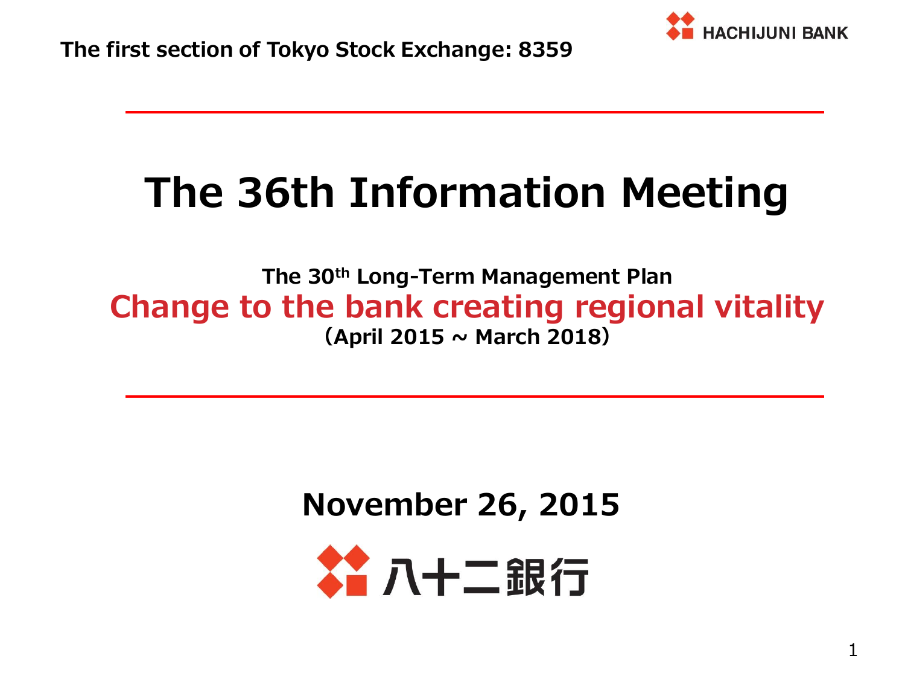The first section of Tokyo Stock Exchange: 8359

HACHIJUNI BANK

# The 36th Information Meeting

**The 30th Long-Term Management Plan**

## Change to the bank creating regional vitality

**(April 2015 ~ March 2018)**

**November 26, 2015**

八十二銀行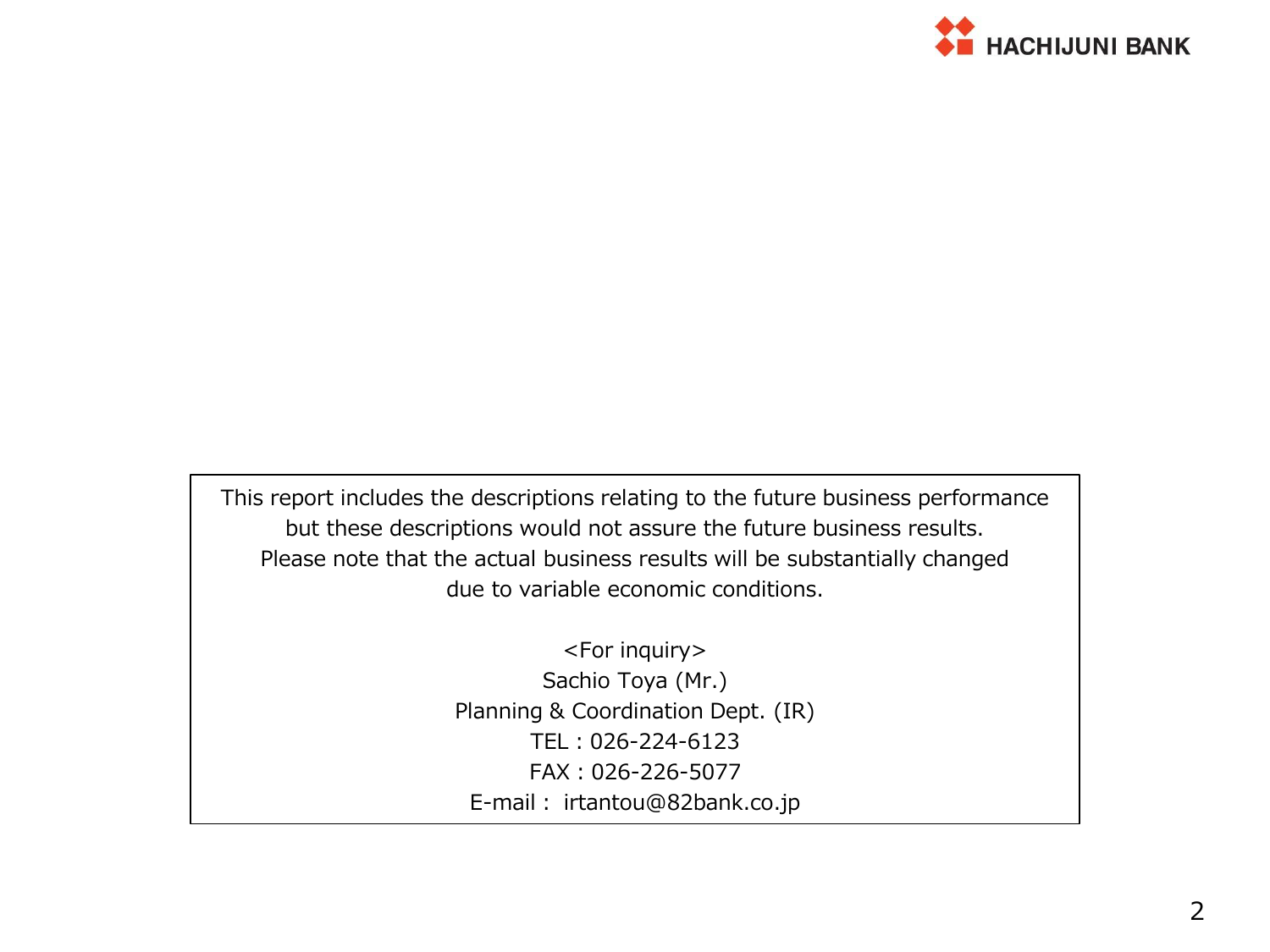This report includes the descriptions relating to the future business performance but these descriptions would not assure the future business results. Please note that the actual business results will be substantially changed due to variable economic conditions.

<For inquiry>
Sachio Toya (Mr.)
Planning & Coordination Dept. (IR)
TEL : 026-224-6123
FAX : 026-226-5077
E-mail : irtantou@82bank.co.jp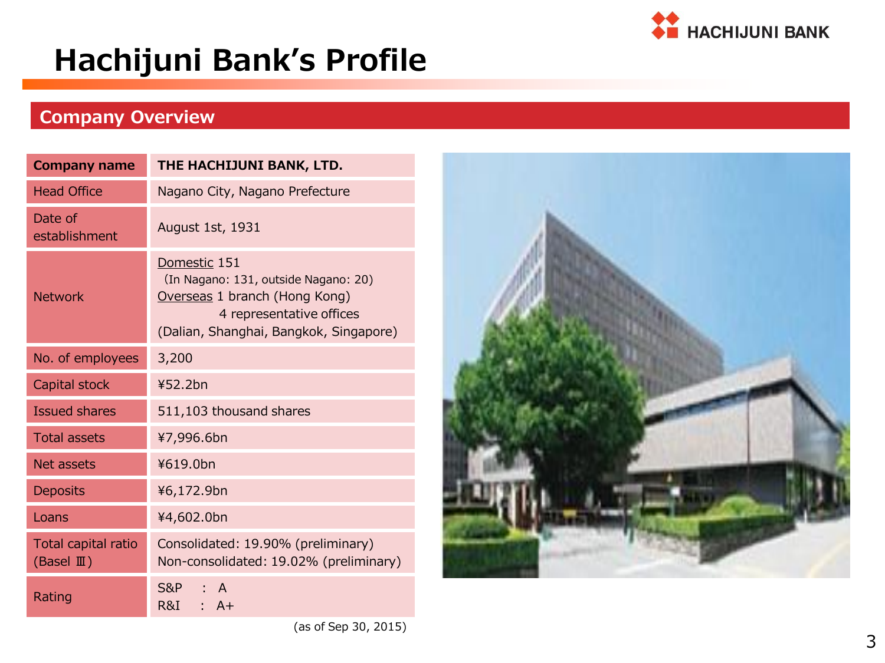# Hachijuni Bank's Profile

## Company Overview

| Company name | THE HACHIJUNI BANK, LTD. |
|---|---|
| Head Office | Nagano City, Nagano Prefecture |
| Date of establishment | August 1st, 1931 |
| Network | Domestic 151<br>(In Nagano: 131, outside Nagano: 20)<br>Overseas 1 branch (Hong Kong)<br>4 representative offices<br>(Dalian, Shanghai, Bangkok, Singapore) |
| No. of employees | 3,200 |
| Capital stock | ¥52.2bn |
| Issued shares | 511,103 thousand shares |
| Total assets | ¥7,996.6bn |
| Net assets | ¥619.0bn |
| Deposits | ¥6,172.9bn |
| Loans | ¥4,602.0bn |
| Total capital ratio (Basel Ⅲ) | Consolidated: 19.90% (preliminary)<br>Non-consolidated: 19.02% (preliminary) |
| Rating | S&P : A<br>R&I : A+ |

(as of Sep 30, 2015)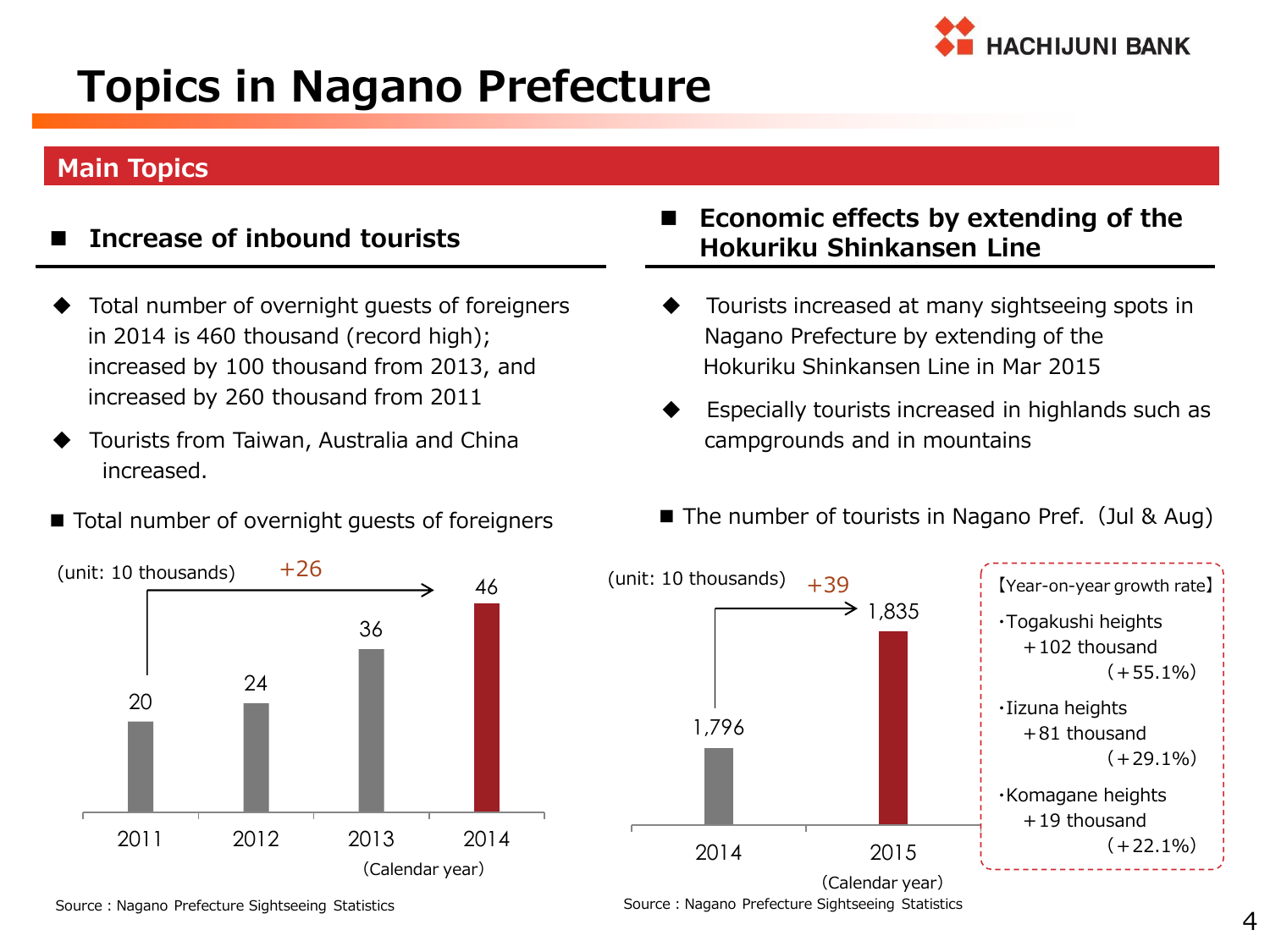# Topics in Nagano Prefecture

## Main Topics

### Increase of inbound tourists

- Total number of overnight guests of foreigners in 2014 is 460 thousand (record high); increased by 100 thousand from 2013, and increased by 260 thousand from 2011
- Tourists from Taiwan, Australia and China increased.

■ Total number of overnight guests of foreigners

(unit: 10 thousands)

| Calendar year | 2011 | 2012 | 2013 | 2014 |
|---|---|---|---|---|
| Overnight guests of foreigners | 20 | 24 | 36 | 46 |

+26 (2011 → 2014)

Source : Nagano Prefecture Sightseeing Statistics

### Economic effects by extending of the Hokuriku Shinkansen Line

- Tourists increased at many sightseeing spots in Nagano Prefecture by extending of the Hokuriku Shinkansen Line in Mar 2015
- Especially tourists increased in highlands such as campgrounds and in mountains

■ The number of tourists in Nagano Pref. (Jul & Aug)

(unit: 10 thousands)

| Calendar year | 2014 | 2015 |
|---|---|---|
| Number of tourists | 1,796 | 1,835 |

+39 (2014 → 2015)

【Year-on-year growth rate】

- ・Togakushi heights +102 thousand (+55.1%)
- ・Iizuna heights +81 thousand (+29.1%)
- ・Komagane heights +19 thousand (+22.1%)

Source : Nagano Prefecture Sightseeing Statistics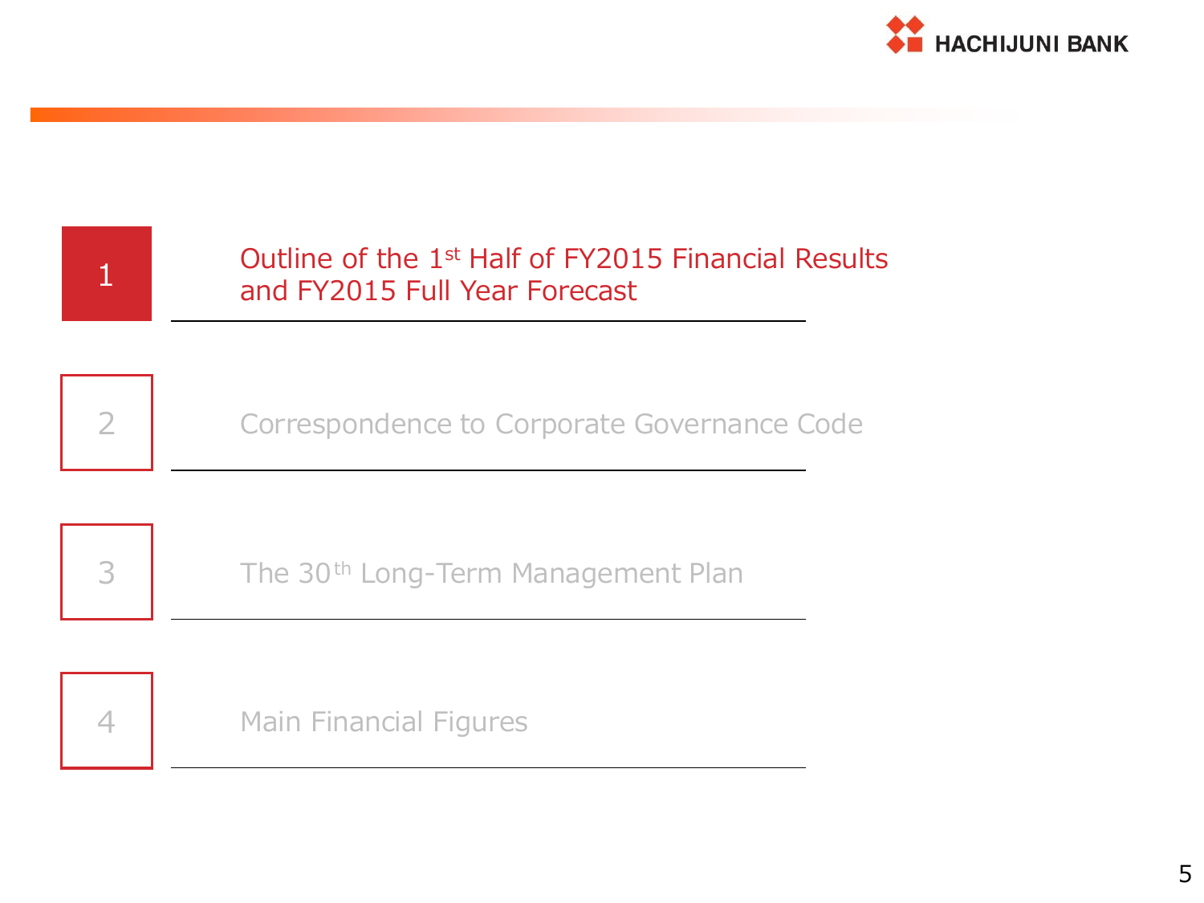1. Outline of the 1st Half of FY2015 Financial Results and FY2015 Full Year Forecast

2. Correspondence to Corporate Governance Code

3. The 30th Long-Term Management Plan

4. Main Financial Figures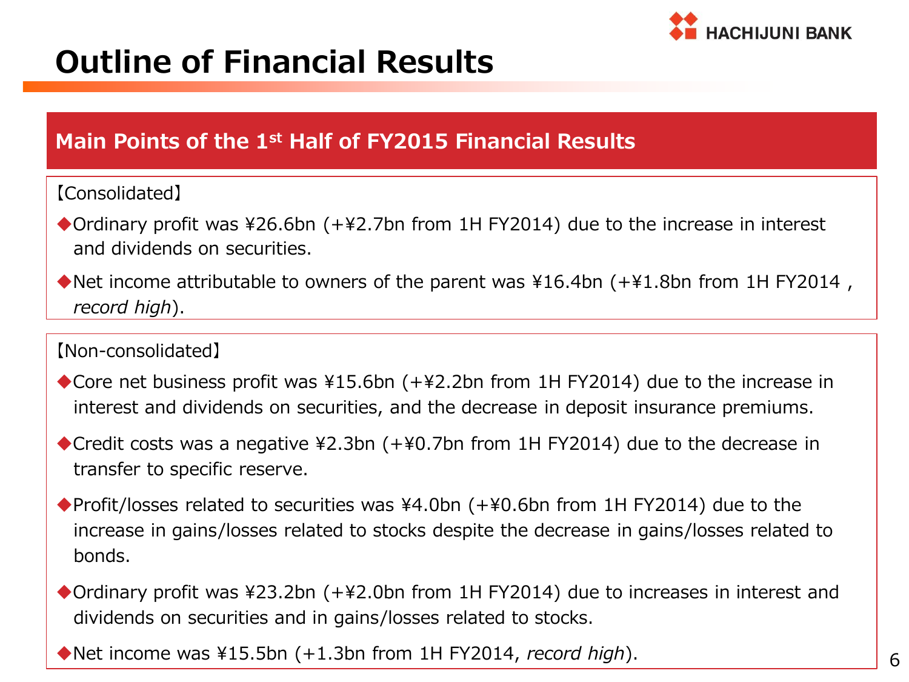# Outline of Financial Results

## Main Points of the 1st Half of FY2015 Financial Results

【Consolidated】

- Ordinary profit was ¥26.6bn (+¥2.7bn from 1H FY2014) due to the increase in interest and dividends on securities.
- Net income attributable to owners of the parent was ¥16.4bn (+¥1.8bn from 1H FY2014 , *record high*).

【Non-consolidated】

- Core net business profit was ¥15.6bn (+¥2.2bn from 1H FY2014) due to the increase in interest and dividends on securities, and the decrease in deposit insurance premiums.
- Credit costs was a negative ¥2.3bn (+¥0.7bn from 1H FY2014) due to the decrease in transfer to specific reserve.
- Profit/losses related to securities was ¥4.0bn (+¥0.6bn from 1H FY2014) due to the increase in gains/losses related to stocks despite the decrease in gains/losses related to bonds.
- Ordinary profit was ¥23.2bn (+¥2.0bn from 1H FY2014) due to increases in interest and dividends on securities and in gains/losses related to stocks.
- Net income was ¥15.5bn (+1.3bn from 1H FY2014, *record high*).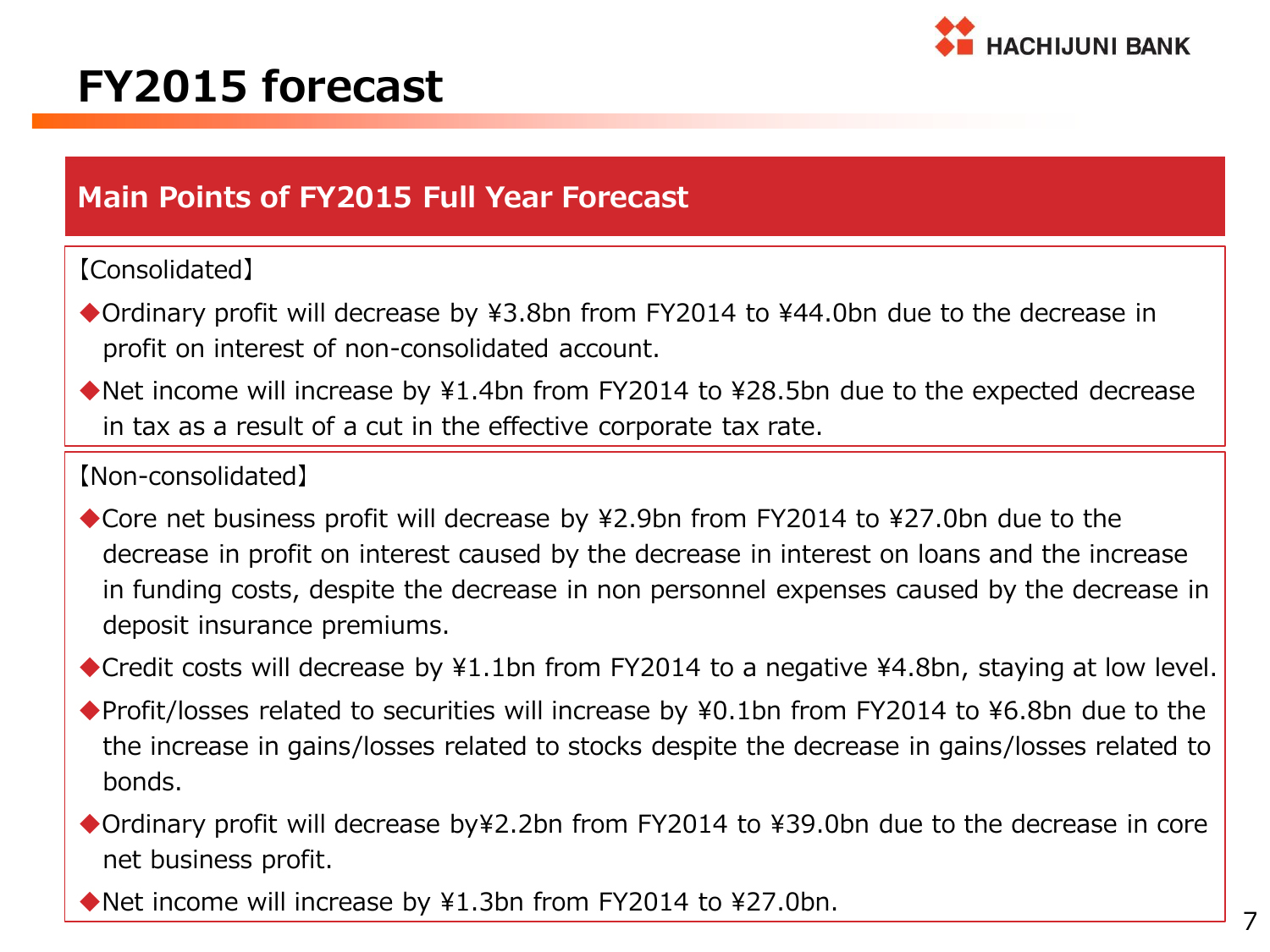# FY2015 forecast

## Main Points of FY2015 Full Year Forecast

【Consolidated】

◆Ordinary profit will decrease by ¥3.8bn from FY2014 to ¥44.0bn due to the decrease in profit on interest of non-consolidated account.

◆Net income will increase by ¥1.4bn from FY2014 to ¥28.5bn due to the expected decrease in tax as a result of a cut in the effective corporate tax rate.

【Non-consolidated】

◆Core net business profit will decrease by ¥2.9bn from FY2014 to ¥27.0bn due to the decrease in profit on interest caused by the decrease in interest on loans and the increase in funding costs, despite the decrease in non personnel expenses caused by the decrease in deposit insurance premiums.

◆Credit costs will decrease by ¥1.1bn from FY2014 to a negative ¥4.8bn, staying at low level.

◆Profit/losses related to securities will increase by ¥0.1bn from FY2014 to ¥6.8bn due to the the increase in gains/losses related to stocks despite the decrease in gains/losses related to bonds.

◆Ordinary profit will decrease by¥2.2bn from FY2014 to ¥39.0bn due to the decrease in core net business profit.

◆Net income will increase by ¥1.3bn from FY2014 to ¥27.0bn.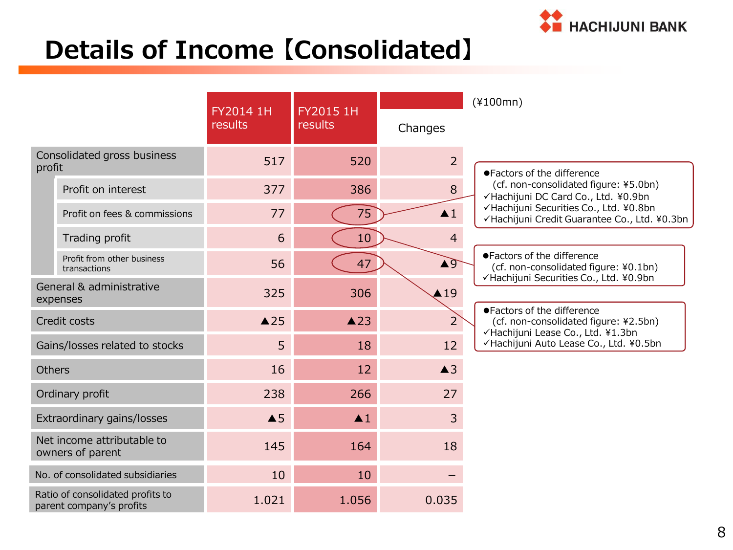# Details of Income【Consolidated】

(¥100mn)

| | FY2014 1H results | FY2015 1H results | Changes |
|---|---|---|---|
| Consolidated gross business profit | 517 | 520 | 2 |
| Profit on interest | 377 | 386 | 8 |
| Profit on fees & commissions | 77 | 75 | ▲1 |
| Trading profit | 6 | 10 | 4 |
| Profit from other business transactions | 56 | 47 | ▲9 |
| General & administrative expenses | 325 | 306 | ▲19 |
| Credit costs | ▲25 | ▲23 | 2 |
| Gains/losses related to stocks | 5 | 18 | 12 |
| Others | 16 | 12 | ▲3 |
| Ordinary profit | 238 | 266 | 27 |
| Extraordinary gains/losses | ▲5 | ▲1 | 3 |
| Net income attributable to owners of parent | 145 | 164 | 18 |
| No. of consolidated subsidiaries | 10 | 10 | – |
| Ratio of consolidated profits to parent company's profits | 1.021 | 1.056 | 0.035 |

Profit on fees & commissions:

●Factors of the difference
(cf. non-consolidated figure: ¥5.0bn)
✓Hachijuni DC Card Co., Ltd. ¥0.9bn
✓Hachijuni Securities Co., Ltd. ¥0.8bn
✓Hachijuni Credit Guarantee Co., Ltd. ¥0.3bn

Trading profit:

●Factors of the difference
(cf. non-consolidated figure: ¥0.1bn)
✓Hachijuni Securities Co., Ltd. ¥0.9bn

Profit from other business transactions:

●Factors of the difference
(cf. non-consolidated figure: ¥2.5bn)
✓Hachijuni Lease Co., Ltd. ¥1.3bn
✓Hachijuni Auto Lease Co., Ltd. ¥0.5bn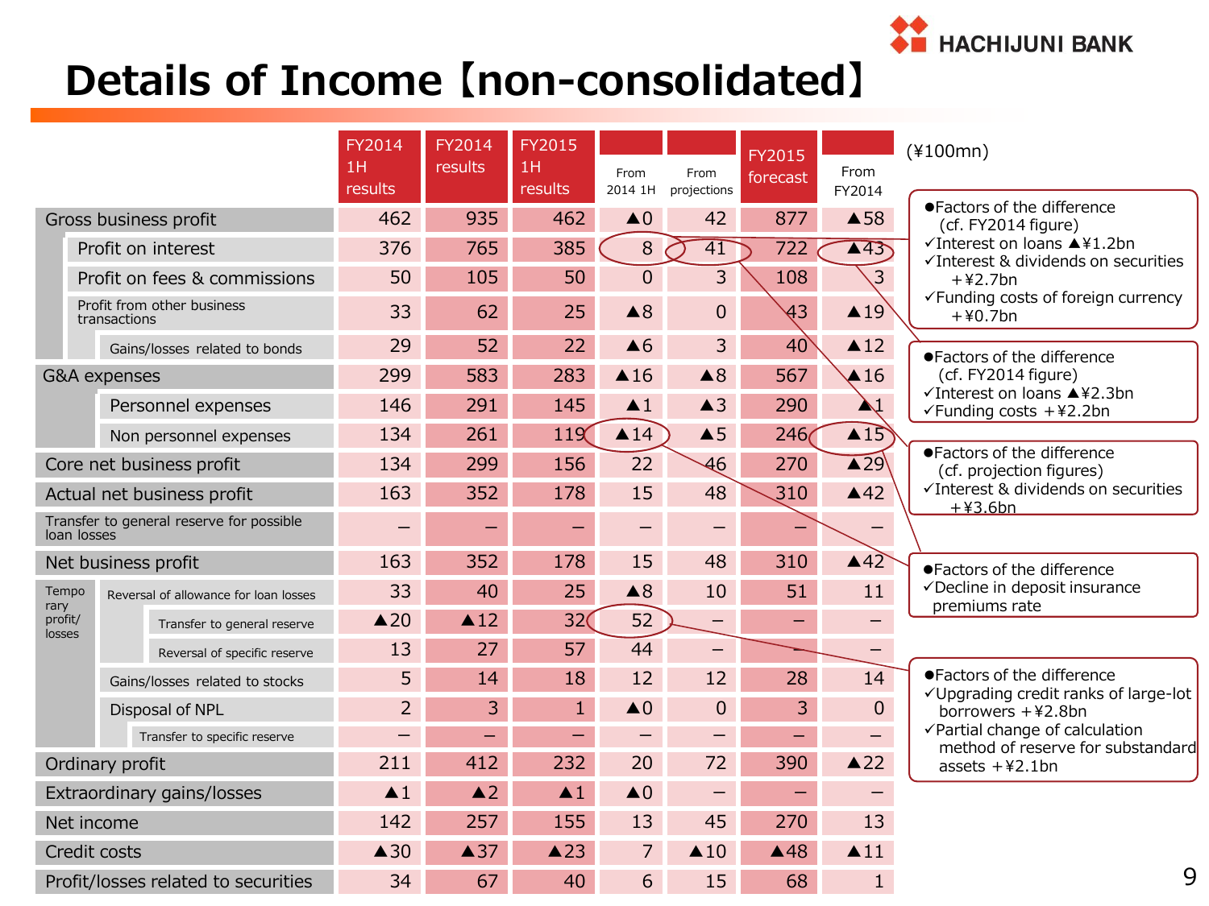# Details of Income【non-consolidated】

(¥100mn)

| | FY2014 1H results | FY2014 results | FY2015 1H results | From 2014 1H | From projections | FY2015 forecast | From FY2014 |
|---|---|---|---|---|---|---|---|
| Gross business profit | 462 | 935 | 462 | ▲0 | 42 | 877 | ▲58 |
| Profit on interest | 376 | 765 | 385 | 8 | 41 | 722 | ▲43 |
| Profit on fees & commissions | 50 | 105 | 50 | 0 | 3 | 108 | 3 |
| Profit from other business transactions | 33 | 62 | 25 | ▲8 | 0 | 43 | ▲19 |
| Gains/losses related to bonds | 29 | 52 | 22 | ▲6 | 3 | 40 | ▲12 |
| G&A expenses | 299 | 583 | 283 | ▲16 | ▲8 | 567 | ▲16 |
| Personnel expenses | 146 | 291 | 145 | ▲1 | ▲3 | 290 | ▲1 |
| Non personnel expenses | 134 | 261 | 119 | ▲14 | ▲5 | 246 | ▲15 |
| Core net business profit | 134 | 299 | 156 | 22 | 46 | 270 | ▲29 |
| Actual net business profit | 163 | 352 | 178 | 15 | 48 | 310 | ▲42 |
| Transfer to general reserve for possible loan losses | – | – | – | – | – | – | – |
| Net business profit | 163 | 352 | 178 | 15 | 48 | 310 | ▲42 |
| Temporary profit/losses: Reversal of allowance for loan losses | 33 | 40 | 25 | ▲8 | 10 | 51 | 11 |
| Transfer to general reserve | ▲20 | ▲12 | 32 | 52 | – | – | – |
| Reversal of specific reserve | 13 | 27 | 57 | 44 | – | – | – |
| Gains/losses related to stocks | 5 | 14 | 18 | 12 | 12 | 28 | 14 |
| Disposal of NPL | 2 | 3 | 1 | ▲0 | 0 | 3 | 0 |
| Transfer to specific reserve | – | – | – | – | – | – | – |
| Ordinary profit | 211 | 412 | 232 | 20 | 72 | 390 | ▲22 |
| Extraordinary gains/losses | ▲1 | ▲2 | ▲1 | ▲0 | – | – | – |
| Net income | 142 | 257 | 155 | 13 | 45 | 270 | 13 |
| Credit costs | ▲30 | ▲37 | ▲23 | 7 | ▲10 | ▲48 | ▲11 |
| Profit/losses related to securities | 34 | 67 | 40 | 6 | 15 | 68 | 1 |

●Factors of the difference (cf. FY2014 figure)
- ✓Interest on loans ▲¥1.2bn
- ✓Interest & dividends on securities +¥2.7bn
- ✓Funding costs of foreign currency +¥0.7bn

●Factors of the difference (cf. FY2014 figure)
- ✓Interest on loans ▲¥2.3bn
- ✓Funding costs +¥2.2bn

●Factors of the difference (cf. projection figures)
- ✓Interest & dividends on securities +¥3.6bn

●Factors of the difference
- ✓Decline in deposit insurance premiums rate

●Factors of the difference
- ✓Upgrading credit ranks of large-lot borrowers +¥2.8bn
- ✓Partial change of calculation method of reserve for substandard assets +¥2.1bn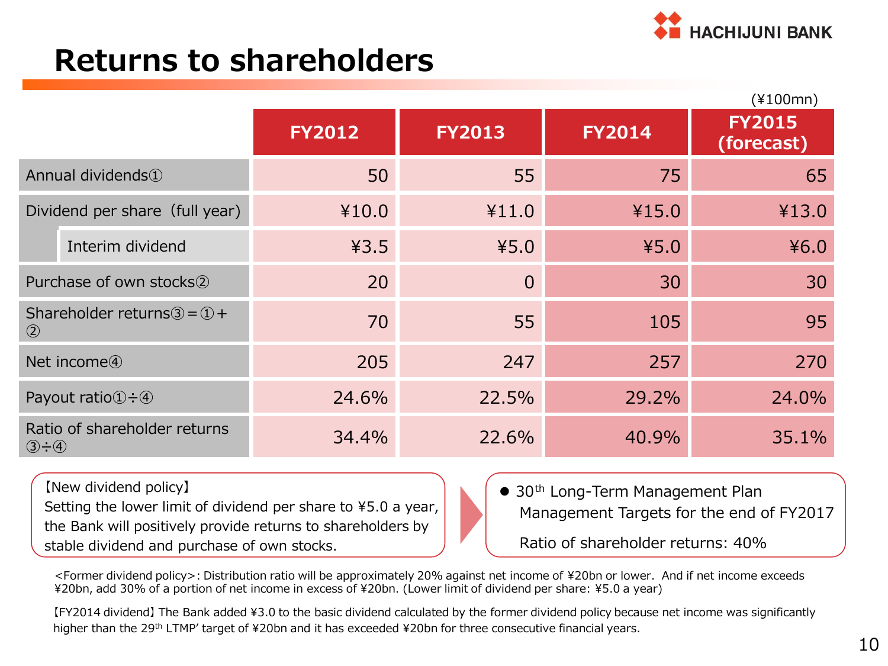# Returns to shareholders

(¥100mn)

| | FY2012 | FY2013 | FY2014 | FY2015 (forecast) |
|---|---|---|---|---|
| Annual dividends① | 50 | 55 | 75 | 65 |
| Dividend per share（full year） | ¥10.0 | ¥11.0 | ¥15.0 | ¥13.0 |
| Interim dividend | ¥3.5 | ¥5.0 | ¥5.0 | ¥6.0 |
| Purchase of own stocks② | 20 | 0 | 30 | 30 |
| Shareholder returns③＝①＋② | 70 | 55 | 105 | 95 |
| Net income④ | 205 | 247 | 257 | 270 |
| Payout ratio①÷④ | 24.6% | 22.5% | 29.2% | 24.0% |
| Ratio of shareholder returns ③÷④ | 34.4% | 22.6% | 40.9% | 35.1% |

【New dividend policy】
Setting the lower limit of dividend per share to ¥5.0 a year, the Bank will positively provide returns to shareholders by stable dividend and purchase of own stocks.

- 30th Long-Term Management Plan Management Targets for the end of FY2017

  Ratio of shareholder returns: 40%

<Former dividend policy>: Distribution ratio will be approximately 20% against net income of ¥20bn or lower. And if net income exceeds ¥20bn, add 30% of a portion of net income in excess of ¥20bn. (Lower limit of dividend per share: ¥5.0 a year)

【FY2014 dividend】The Bank added ¥3.0 to the basic dividend calculated by the former dividend policy because net income was significantly higher than the 29th LTMP' target of ¥20bn and it has exceeded ¥20bn for three consecutive financial years.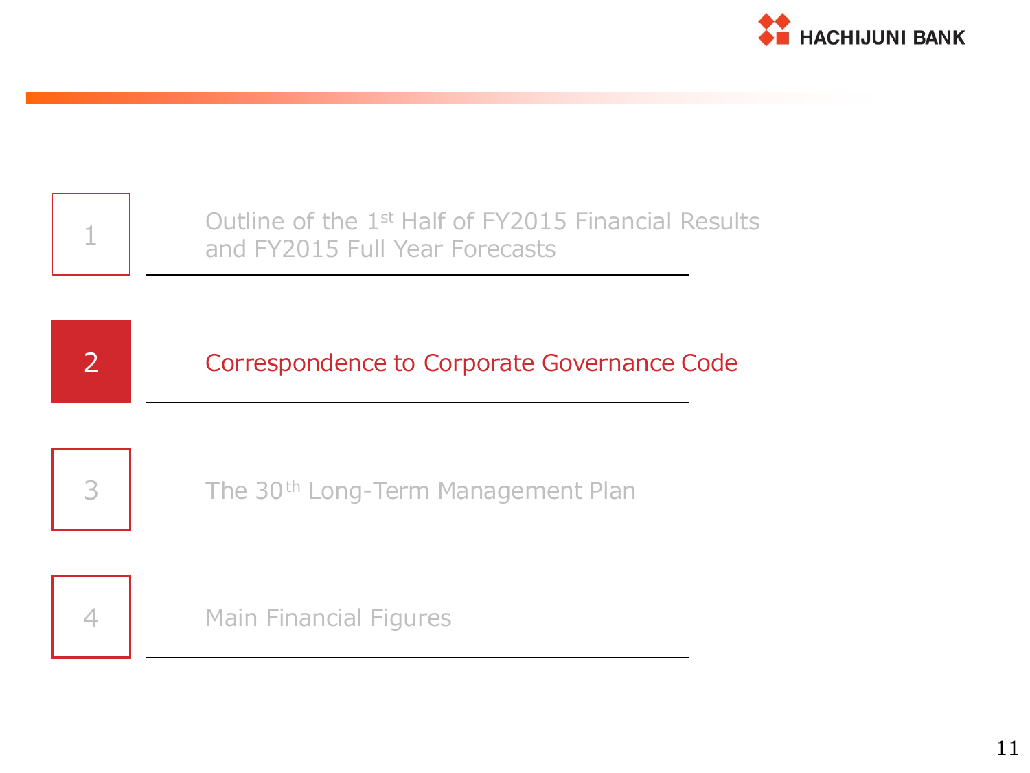1. Outline of the 1st Half of FY2015 Financial Results and FY2015 Full Year Forecasts

2. **Correspondence to Corporate Governance Code**

3. The 30th Long-Term Management Plan

4. Main Financial Figures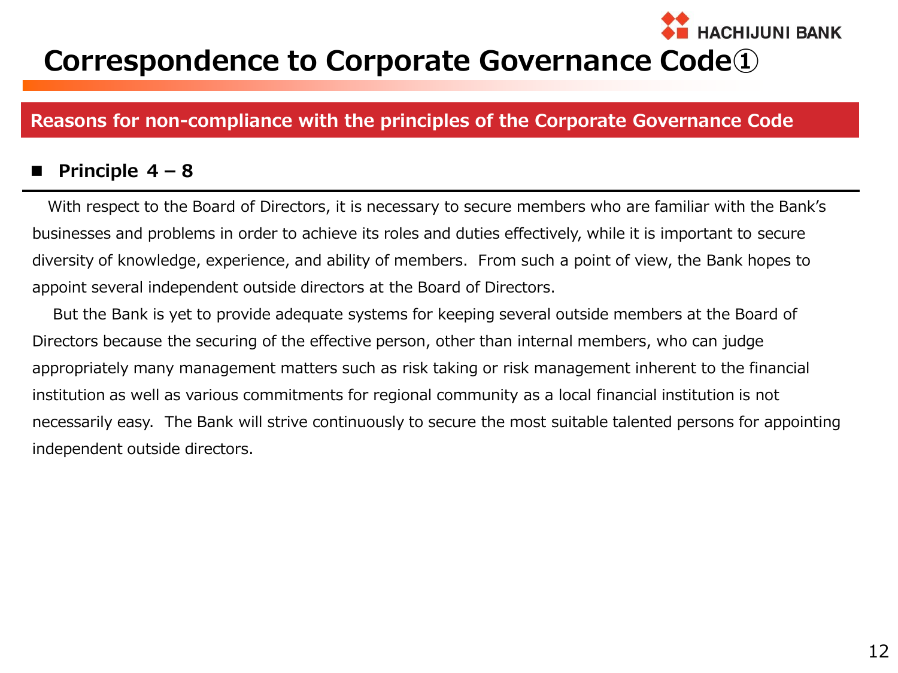# Correspondence to Corporate Governance Code①

## Reasons for non-compliance with the principles of the Corporate Governance Code

### ■ Principle 4 – 8

With respect to the Board of Directors, it is necessary to secure members who are familiar with the Bank's businesses and problems in order to achieve its roles and duties effectively, while it is important to secure diversity of knowledge, experience, and ability of members. From such a point of view, the Bank hopes to appoint several independent outside directors at the Board of Directors.

But the Bank is yet to provide adequate systems for keeping several outside members at the Board of Directors because the securing of the effective person, other than internal members, who can judge appropriately many management matters such as risk taking or risk management inherent to the financial institution as well as various commitments for regional community as a local financial institution is not necessarily easy. The Bank will strive continuously to secure the most suitable talented persons for appointing independent outside directors.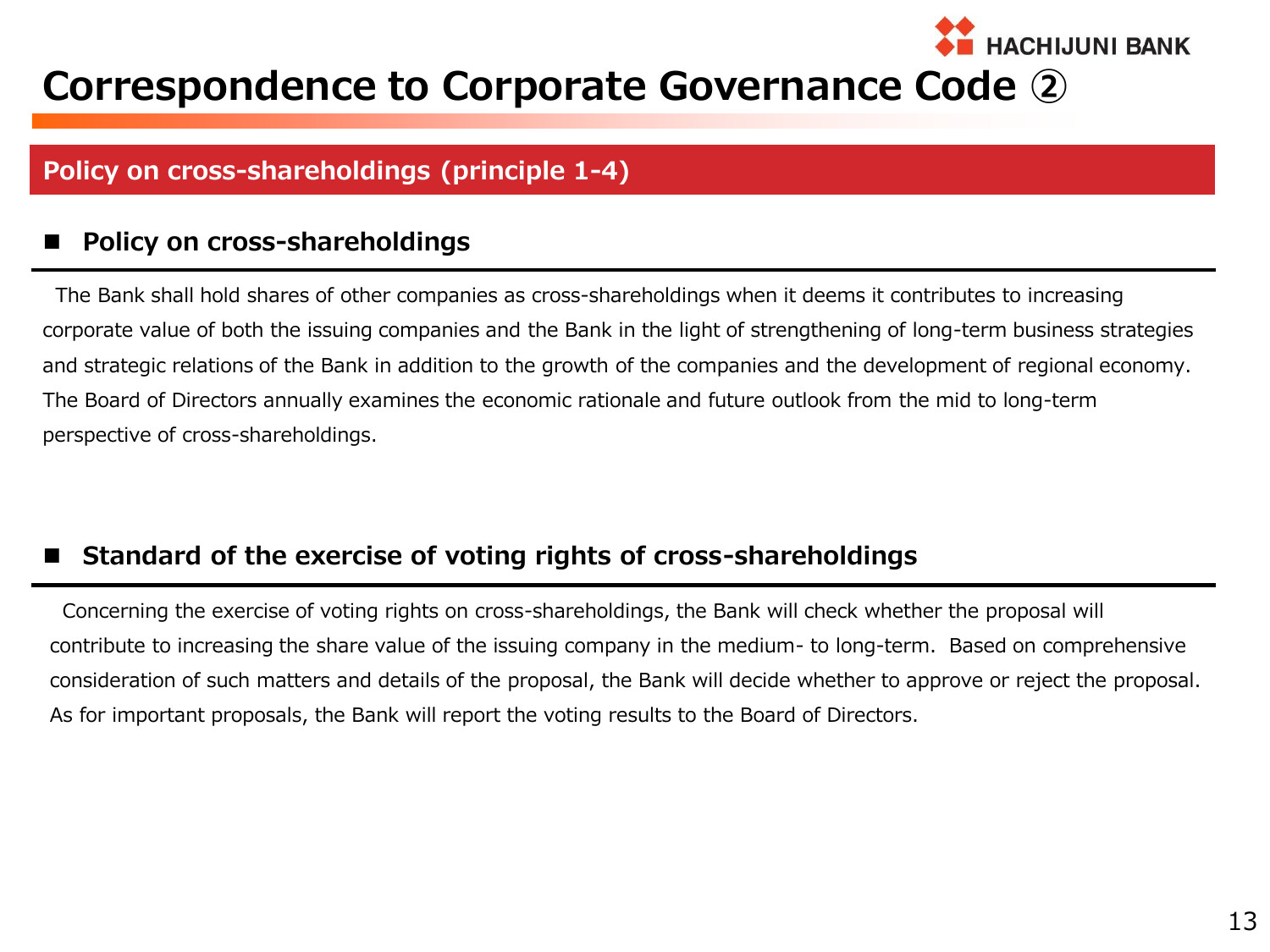# Correspondence to Corporate Governance Code ②

## Policy on cross-shareholdings (principle 1-4)

### Policy on cross-shareholdings

The Bank shall hold shares of other companies as cross-shareholdings when it deems it contributes to increasing corporate value of both the issuing companies and the Bank in the light of strengthening of long-term business strategies and strategic relations of the Bank in addition to the growth of the companies and the development of regional economy. The Board of Directors annually examines the economic rationale and future outlook from the mid to long-term perspective of cross-shareholdings.

### Standard of the exercise of voting rights of cross-shareholdings

Concerning the exercise of voting rights on cross-shareholdings, the Bank will check whether the proposal will contribute to increasing the share value of the issuing company in the medium- to long-term. Based on comprehensive consideration of such matters and details of the proposal, the Bank will decide whether to approve or reject the proposal. As for important proposals, the Bank will report the voting results to the Board of Directors.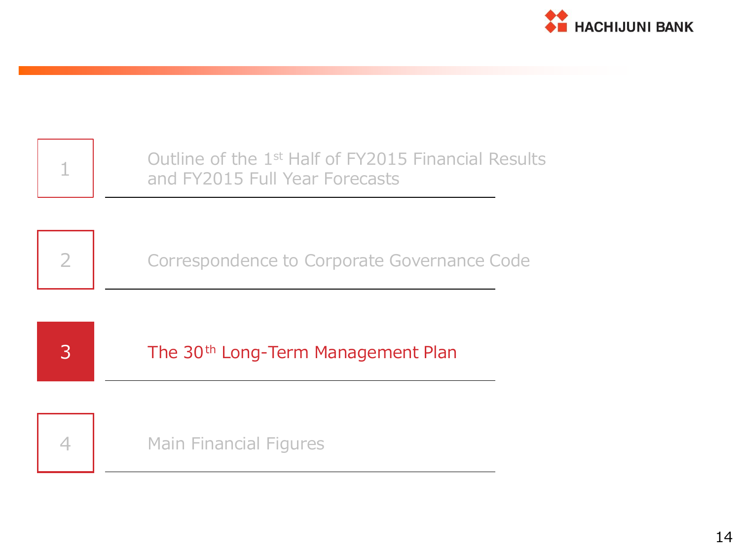1. Outline of the 1st Half of FY2015 Financial Results and FY2015 Full Year Forecasts

2. Correspondence to Corporate Governance Code

3. **The 30th Long-Term Management Plan**

4. Main Financial Figures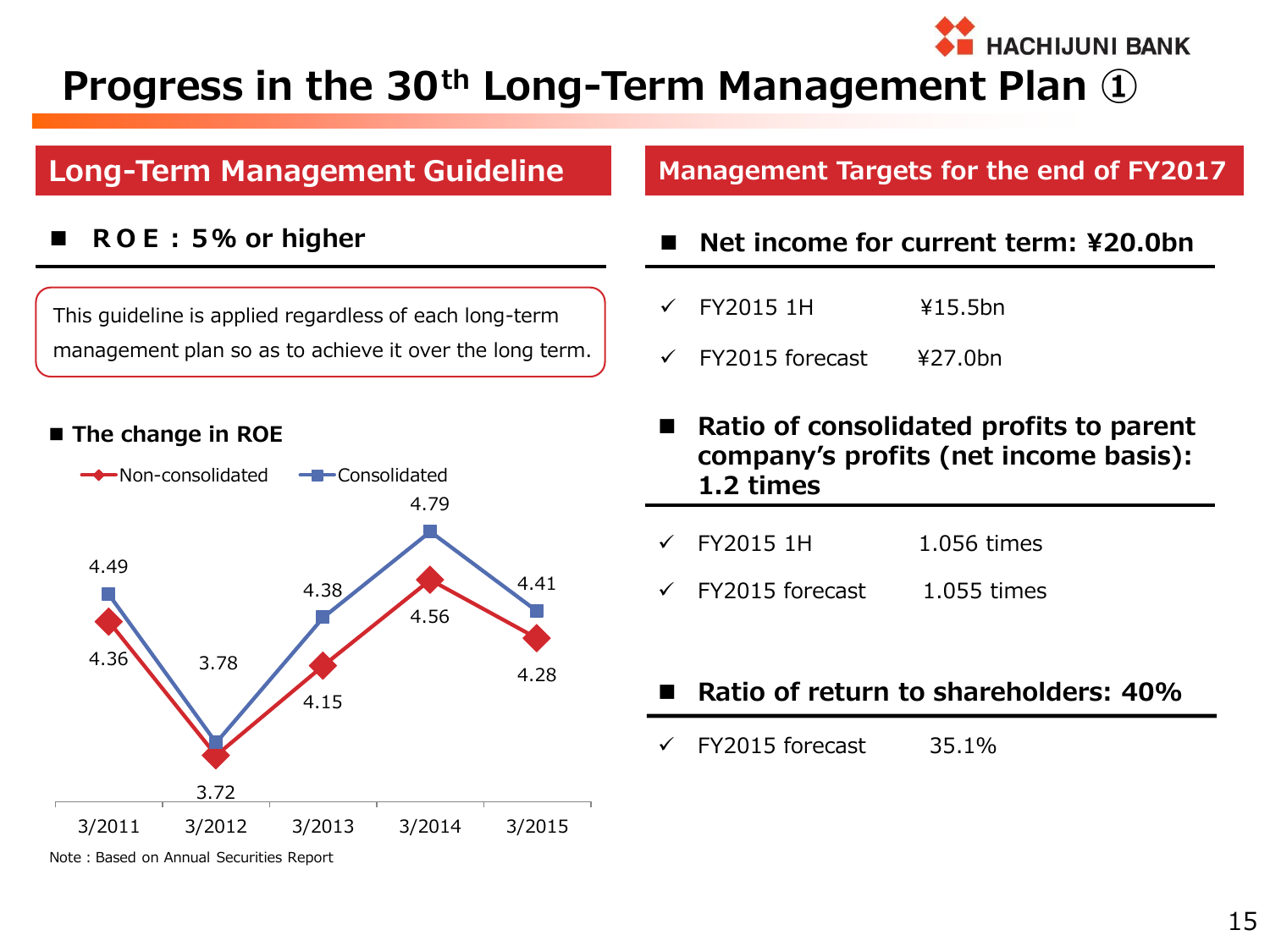# Progress in the 30th Long-Term Management Plan ①

## Long-Term Management Guideline

### ■ ROE : 5% or higher

This guideline is applied regardless of each long-term management plan so as to achieve it over the long term.

**■ The change in ROE**

| | 3/2011 | 3/2012 | 3/2013 | 3/2014 | 3/2015 |
|---|---|---|---|---|---|
| Non-consolidated | 4.36 | 3.72 | 4.15 | 4.56 | 4.28 |
| Consolidated | 4.49 | 3.78 | 4.38 | 4.79 | 4.41 |

Note : Based on Annual Securities Report

## Management Targets for the end of FY2017

### ■ Net income for current term: ¥20.0bn

- ✓ FY2015 1H ¥15.5bn
- ✓ FY2015 forecast ¥27.0bn

### ■ Ratio of consolidated profits to parent company's profits (net income basis): 1.2 times

- ✓ FY2015 1H 1.056 times
- ✓ FY2015 forecast 1.055 times

### ■ Ratio of return to shareholders: 40%

- ✓ FY2015 forecast 35.1%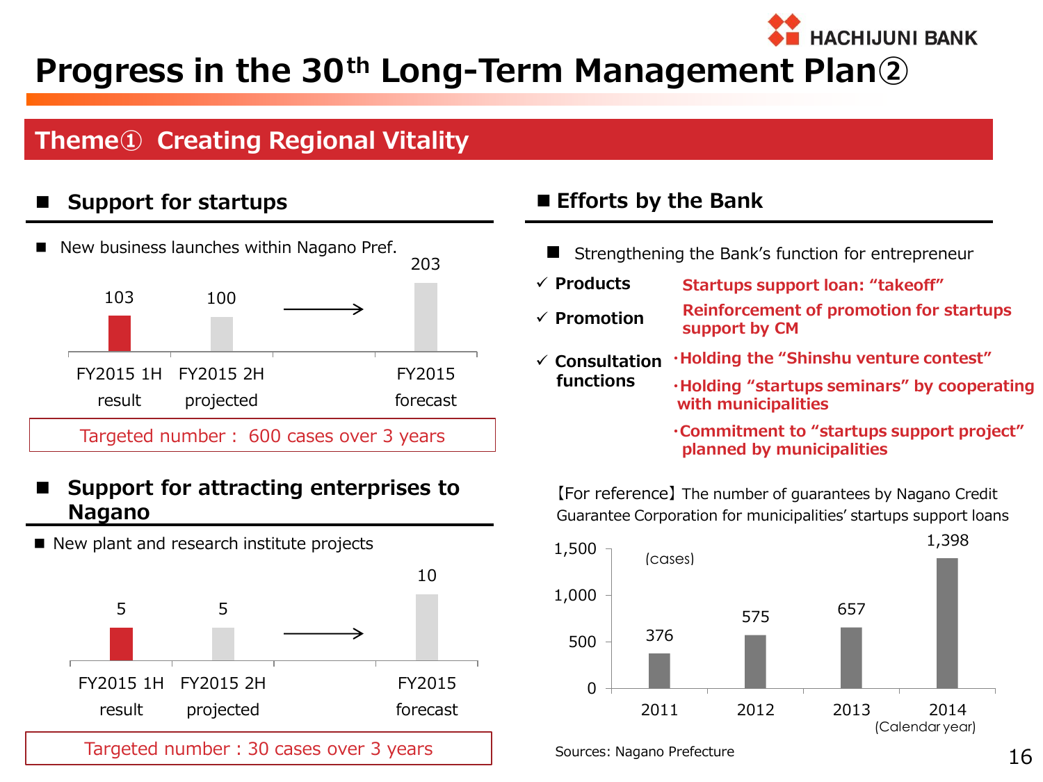HACHIJUNI BANK

# Progress in the 30th Long-Term Management Plan②

## Theme① Creating Regional Vitality

### ■ Support for startups

■ New business launches within Nagano Pref.

| FY2015 1H result | FY2015 2H projected | FY2015 forecast |
|---|---|---|
| 103 | 100 | 203 |

Targeted number： 600 cases over 3 years

### ■ Support for attracting enterprises to Nagano

■ New plant and research institute projects

| FY2015 1H result | FY2015 2H projected | FY2015 forecast |
|---|---|---|
| 5 | 5 | 10 |

Targeted number : 30 cases over 3 years

### ■ Efforts by the Bank

■ Strengthening the Bank's function for entrepreneur

- ✓ **Products** — **Startups support loan: "takeoff"**
- ✓ **Promotion** — **Reinforcement of promotion for startups support by CM**
- ✓ **Consultation functions**
  - **・Holding the "Shinshu venture contest"**
  - **・Holding "startups seminars" by cooperating with municipalities**
  - **・Commitment to "startups support project" planned by municipalities**

【For reference】The number of guarantees by Nagano Credit Guarantee Corporation for municipalities' startups support loans

(cases)

| 2011 | 2012 | 2013 | 2014 |
|---|---|---|---|
| 376 | 575 | 657 | 1,398 |

(Calendar year)

Sources: Nagano Prefecture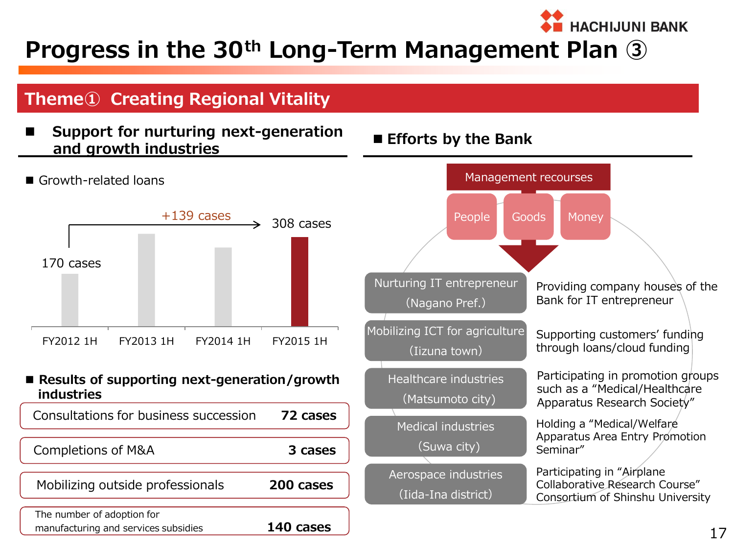# Progress in the 30th Long-Term Management Plan ③

## Theme① Creating Regional Vitality

### Support for nurturing next-generation and growth industries

**Growth-related loans**

| | FY2012 1H | FY2013 1H | FY2014 1H | FY2015 1H |
|---|---|---|---|---|
| Growth-related loans | 170 cases | | | 308 cases |

+139 cases

**Results of supporting next-generation/growth industries**

| Item | Result |
|---|---|
| Consultations for business succession | **72 cases** |
| Completions of M&A | **3 cases** |
| Mobilizing outside professionals | **200 cases** |
| The number of adoption for manufacturing and services subsidies | **140 cases** |

### Efforts by the Bank

Management recourses: People / Goods / Money

| Area | Effort |
|---|---|
| Nurturing IT entrepreneur (Nagano Pref.) | Providing company houses of the Bank for IT entrepreneur |
| Mobilizing ICT for agriculture (Iizuna town) | Supporting customers' funding through loans/cloud funding |
| Healthcare industries (Matsumoto city) | Participating in promotion groups such as a "Medical/Healthcare Apparatus Research Society" |
| Medical industries (Suwa city) | Holding a "Medical/Welfare Apparatus Area Entry Promotion Seminar" |
| Aerospace industries (Iida-Ina district) | Participating in "Airplane Collaborative Research Course" Consortium of Shinshu University |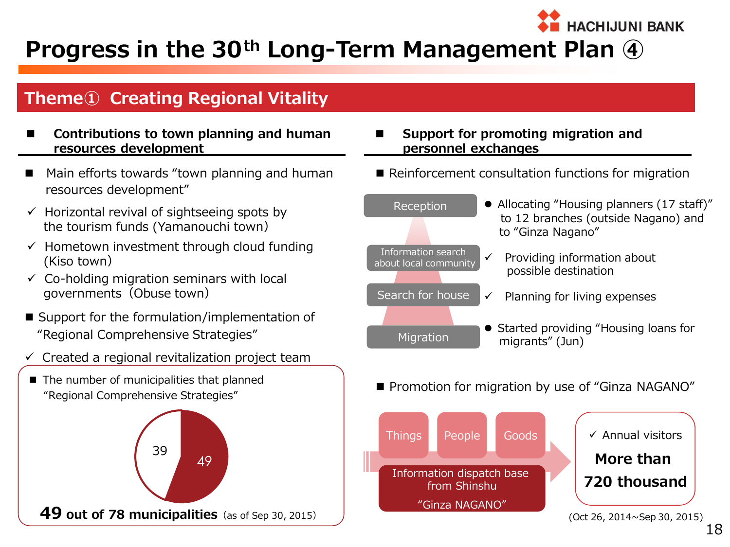HACHIJUNI BANK

# Progress in the 30th Long-Term Management Plan ④

## Theme① Creating Regional Vitality

### ■ Contributions to town planning and human resources development

■ Main efforts towards "town planning and human resources development"

- ✓ Horizontal revival of sightseeing spots by the tourism funds (Yamanouchi town)
- ✓ Hometown investment through cloud funding (Kiso town)
- ✓ Co-holding migration seminars with local governments (Obuse town)

■ Support for the formulation/implementation of "Regional Comprehensive Strategies"

- ✓ Created a regional revitalization project team

■ The number of municipalities that planned "Regional Comprehensive Strategies"

| Planned | Not planned |
| --- | --- |
| 49 | 39 |

**49 out of 78 municipalities** (as of Sep 30, 2015)

### ■ Support for promoting migration and personnel exchanges

■ Reinforcement consultation functions for migration

| Stage | Support |
| --- | --- |
| Reception | ● Allocating "Housing planners (17 staff)" to 12 branches (outside Nagano) and to "Ginza Nagano" |
| Information search about local community | ✓ Providing information about possible destination |
| Search for house | ✓ Planning for living expenses |
| Migration | ● Started providing "Housing loans for migrants" (Jun) |

■ Promotion for migration by use of "Ginza NAGANO"

Things / People / Goods → Information dispatch base from Shinshu "Ginza NAGANO"

- ✓ Annual visitors **More than 720 thousand**

(Oct 26, 2014~Sep 30, 2015)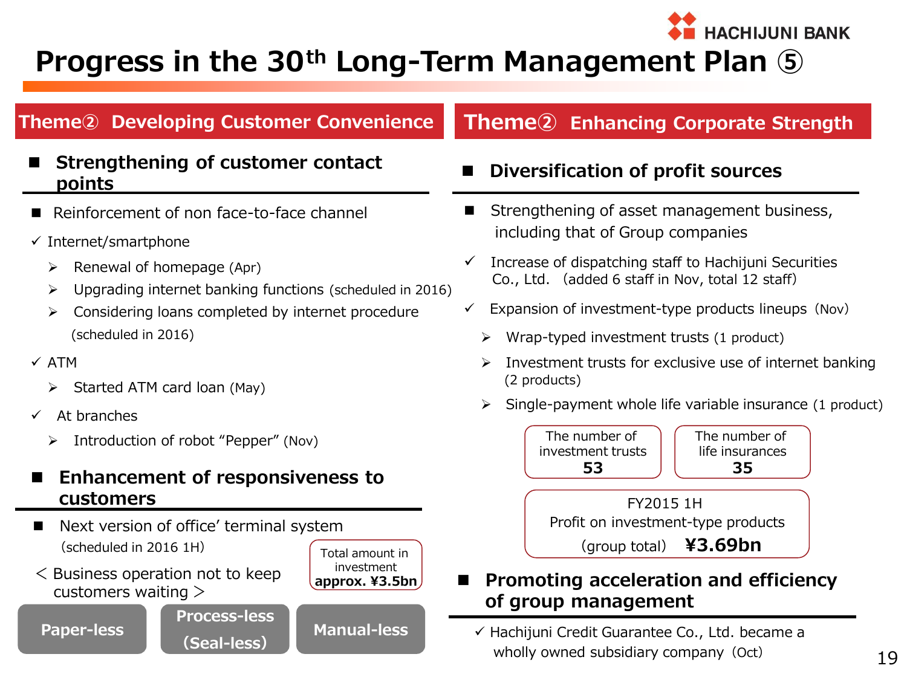# Progress in the 30th Long-Term Management Plan ⑤

## Theme② Developing Customer Convenience

### Strengthening of customer contact points

- Reinforcement of non face-to-face channel

✓ Internet/smartphone

- ➢ Renewal of homepage (Apr)
- ➢ Upgrading internet banking functions (scheduled in 2016)
- ➢ Considering loans completed by internet procedure (scheduled in 2016)

✓ ATM

- ➢ Started ATM card loan (May)

✓ At branches

- ➢ Introduction of robot "Pepper" (Nov)

### Enhancement of responsiveness to customers

- Next version of office' terminal system (scheduled in 2016 1H)

＜Business operation not to keep customers waiting＞

Total amount in investment **approx. ¥3.5bn**

**Paper-less** | **Process-less (Seal-less)** | **Manual-less**

## Theme② Enhancing Corporate Strength

### Diversification of profit sources

- Strengthening of asset management business, including that of Group companies

✓ Increase of dispatching staff to Hachijuni Securities Co., Ltd. (added 6 staff in Nov, total 12 staff)

✓ Expansion of investment-type products lineups (Nov)

- ➢ Wrap-typed investment trusts (1 product)
- ➢ Investment trusts for exclusive use of internet banking (2 products)
- ➢ Single-payment whole life variable insurance (1 product)

The number of investment trusts **53**

The number of life insurances **35**

FY2015 1H
Profit on investment-type products (group total) **¥3.69bn**

### Promoting acceleration and efficiency of group management

✓ Hachijuni Credit Guarantee Co., Ltd. became a wholly owned subsidiary company (Oct)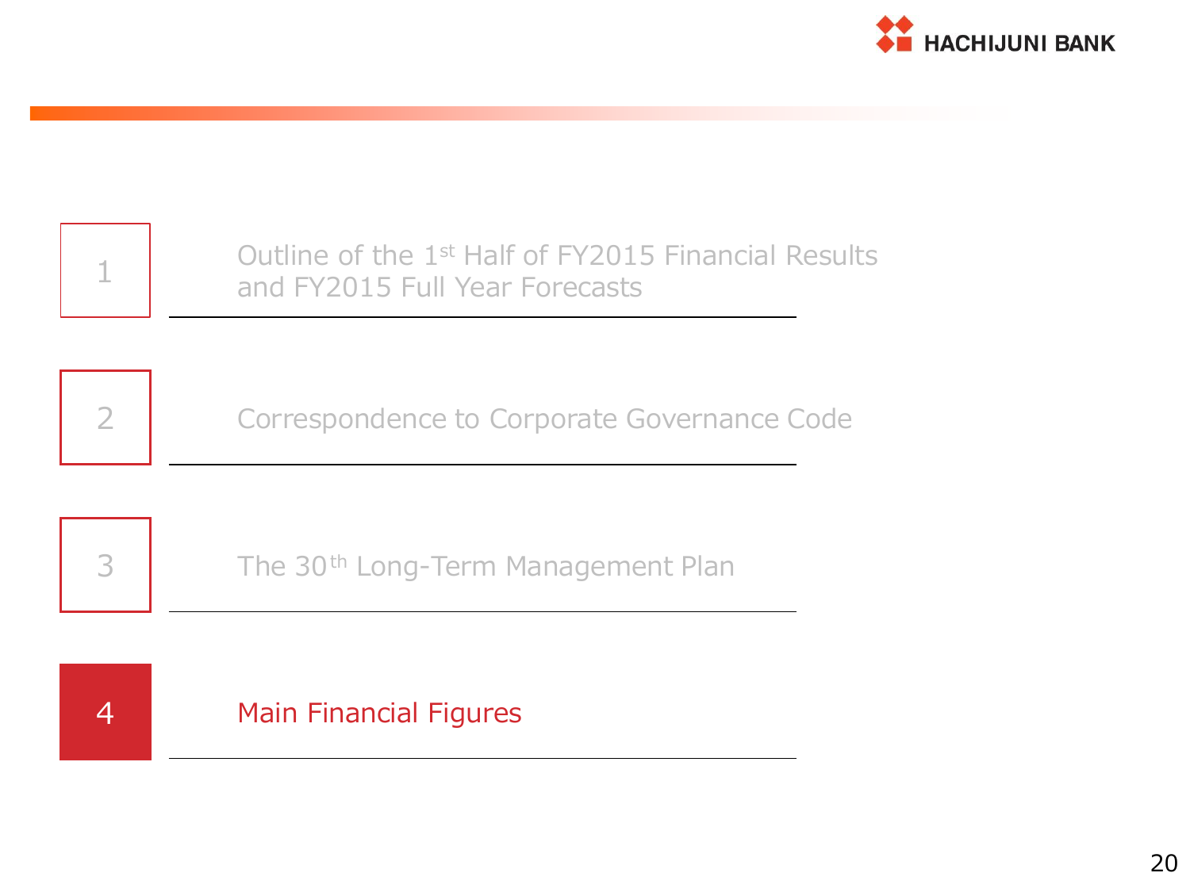1. Outline of the 1st Half of FY2015 Financial Results and FY2015 Full Year Forecasts

2. Correspondence to Corporate Governance Code

3. The 30th Long-Term Management Plan

4. **Main Financial Figures**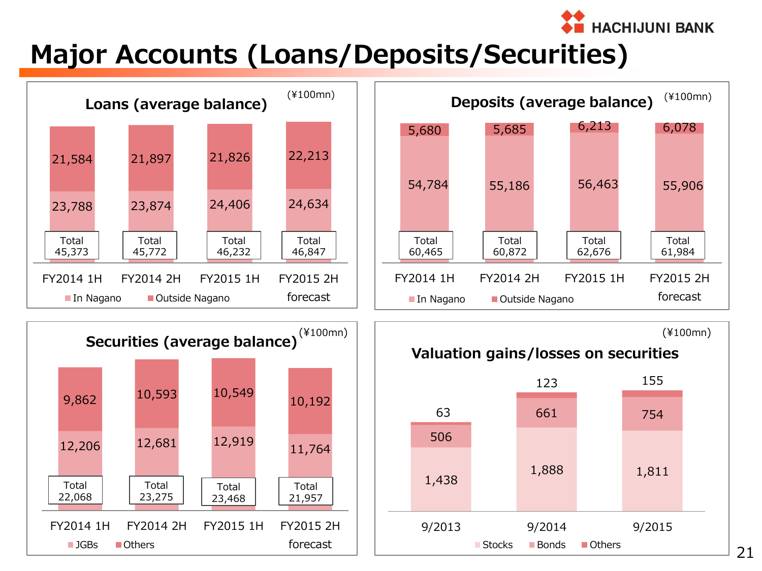# Major Accounts (Loans/Deposits/Securities)

## Loans (average balance)

(¥100mn)

| | FY2014 1H | FY2014 2H | FY2015 1H | FY2015 2H forecast |
|---|---|---|---|---|
| Outside Nagano | 21,584 | 21,897 | 21,826 | 22,213 |
| In Nagano | 23,788 | 23,874 | 24,406 | 24,634 |
| Total | 45,373 | 45,772 | 46,232 | 46,847 |

## Deposits (average balance)

(¥100mn)

| | FY2014 1H | FY2014 2H | FY2015 1H | FY2015 2H forecast |
|---|---|---|---|---|
| Outside Nagano | 5,680 | 5,685 | 6,213 | 6,078 |
| In Nagano | 54,784 | 55,186 | 56,463 | 55,906 |
| Total | 60,465 | 60,872 | 62,676 | 61,984 |

## Securities (average balance)

(¥100mn)

| | FY2014 1H | FY2014 2H | FY2015 1H | FY2015 2H forecast |
|---|---|---|---|---|
| Others | 9,862 | 10,593 | 10,549 | 10,192 |
| JGBs | 12,206 | 12,681 | 12,919 | 11,764 |
| Total | 22,068 | 23,275 | 23,468 | 21,957 |

## Valuation gains/losses on securities

(¥100mn)

| | 9/2013 | 9/2014 | 9/2015 |
|---|---|---|---|
| Others | 63 | 123 | 155 |
| Bonds | 506 | 661 | 754 |
| Stocks | 1,438 | 1,888 | 1,811 |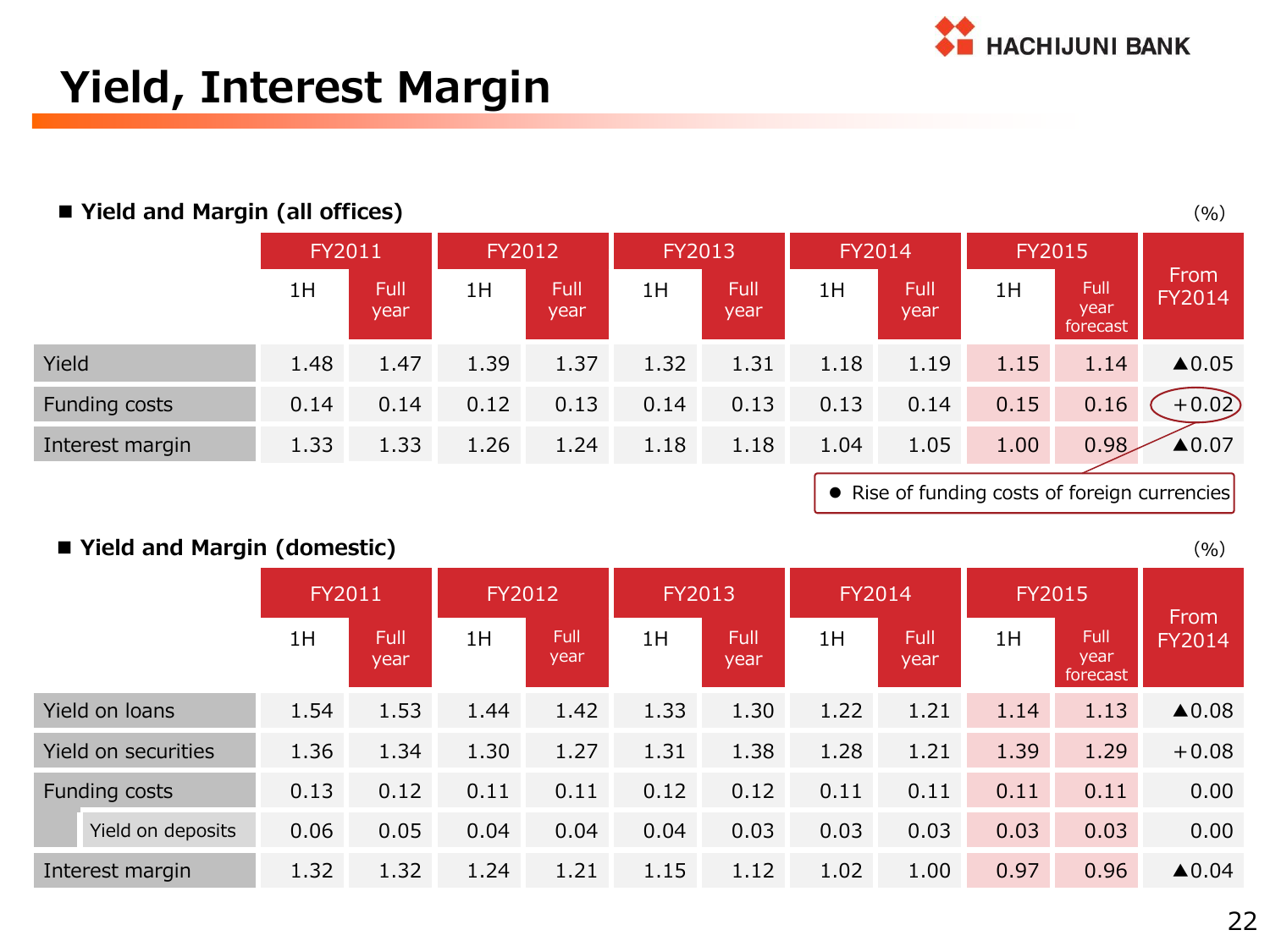# Yield, Interest Margin

■ **Yield and Margin (all offices)**

(%)

| | FY2011 | | FY2012 | | FY2013 | | FY2014 | | FY2015 | | From FY2014 |
|---|---|---|---|---|---|---|---|---|---|---|---|
| | 1H | Full year | 1H | Full year | 1H | Full year | 1H | Full year | 1H | Full year forecast | |
| Yield | 1.48 | 1.47 | 1.39 | 1.37 | 1.32 | 1.31 | 1.18 | 1.19 | 1.15 | 1.14 | ▲0.05 |
| Funding costs | 0.14 | 0.14 | 0.12 | 0.13 | 0.14 | 0.13 | 0.13 | 0.14 | 0.15 | 0.16 | +0.02 |
| Interest margin | 1.33 | 1.33 | 1.26 | 1.24 | 1.18 | 1.18 | 1.04 | 1.05 | 1.00 | 0.98 | ▲0.07 |

- Rise of funding costs of foreign currencies

■ **Yield and Margin (domestic)**

(%)

| | FY2011 | | FY2012 | | FY2013 | | FY2014 | | FY2015 | | From FY2014 |
|---|---|---|---|---|---|---|---|---|---|---|---|
| | 1H | Full year | 1H | Full year | 1H | Full year | 1H | Full year | 1H | Full year forecast | |
| Yield on loans | 1.54 | 1.53 | 1.44 | 1.42 | 1.33 | 1.30 | 1.22 | 1.21 | 1.14 | 1.13 | ▲0.08 |
| Yield on securities | 1.36 | 1.34 | 1.30 | 1.27 | 1.31 | 1.38 | 1.28 | 1.21 | 1.39 | 1.29 | +0.08 |
| Funding costs | 0.13 | 0.12 | 0.11 | 0.11 | 0.12 | 0.12 | 0.11 | 0.11 | 0.11 | 0.11 | 0.00 |
| Yield on deposits | 0.06 | 0.05 | 0.04 | 0.04 | 0.04 | 0.03 | 0.03 | 0.03 | 0.03 | 0.03 | 0.00 |
| Interest margin | 1.32 | 1.32 | 1.24 | 1.21 | 1.15 | 1.12 | 1.02 | 1.00 | 0.97 | 0.96 | ▲0.04 |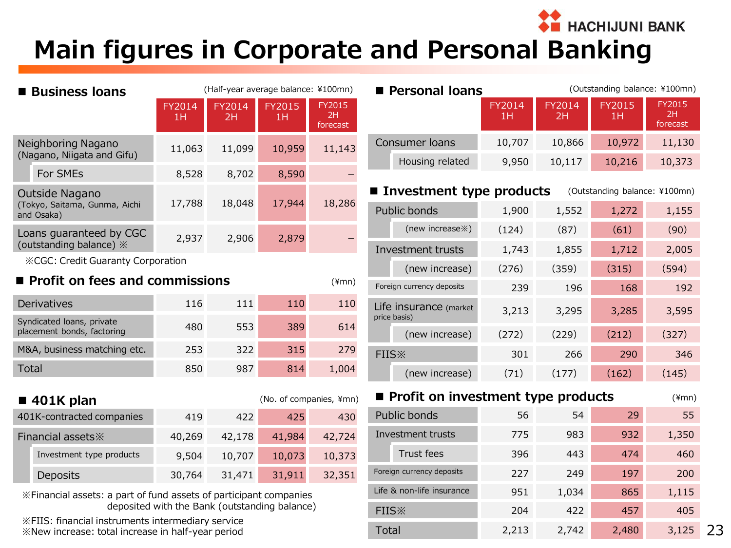HACHIJUNI BANK

# Main figures in Corporate and Personal Banking

## ■ Business loans

(Half-year average balance: ¥100mn)

| | FY2014 1H | FY2014 2H | FY2015 1H | FY2015 2H forecast |
|---|---|---|---|---|
| Neighboring Nagano (Nagano, Niigata and Gifu) | 11,063 | 11,099 | 10,959 | 11,143 |
| For SMEs | 8,528 | 8,702 | 8,590 | – |
| Outside Nagano (Tokyo, Saitama, Gunma, Aichi and Osaka) | 17,788 | 18,048 | 17,944 | 18,286 |
| Loans guaranteed by CGC (outstanding balance) ※ | 2,937 | 2,906 | 2,879 | – |

※CGC: Credit Guaranty Corporation

## ■ Profit on fees and commissions

(¥mn)

| | FY2014 1H | FY2014 2H | FY2015 1H | FY2015 2H forecast |
|---|---|---|---|---|
| Derivatives | 116 | 111 | 110 | 110 |
| Syndicated loans, private placement bonds, factoring | 480 | 553 | 389 | 614 |
| M&A, business matching etc. | 253 | 322 | 315 | 279 |
| Total | 850 | 987 | 814 | 1,004 |

## ■ 401K plan

(No. of companies, ¥mn)

| | FY2014 1H | FY2014 2H | FY2015 1H | FY2015 2H forecast |
|---|---|---|---|---|
| 401K-contracted companies | 419 | 422 | 425 | 430 |
| Financial assets※ | 40,269 | 42,178 | 41,984 | 42,724 |
| Investment type products | 9,504 | 10,707 | 10,073 | 10,373 |
| Deposits | 30,764 | 31,471 | 31,911 | 32,351 |

※Financial assets: a part of fund assets of participant companies deposited with the Bank (outstanding balance)

※FIIS: financial instruments intermediary service

※New increase: total increase in half-year period

## ■ Personal loans

(Outstanding balance: ¥100mn)

| | FY2014 1H | FY2014 2H | FY2015 1H | FY2015 2H forecast |
|---|---|---|---|---|
| Consumer loans | 10,707 | 10,866 | 10,972 | 11,130 |
| Housing related | 9,950 | 10,117 | 10,216 | 10,373 |

## ■ Investment type products

(Outstanding balance: ¥100mn)

| | FY2014 1H | FY2014 2H | FY2015 1H | FY2015 2H forecast |
|---|---|---|---|---|
| Public bonds | 1,900 | 1,552 | 1,272 | 1,155 |
| (new increase※) | (124) | (87) | (61) | (90) |
| Investment trusts | 1,743 | 1,855 | 1,712 | 2,005 |
| (new increase) | (276) | (359) | (315) | (594) |
| Foreign currency deposits | 239 | 196 | 168 | 192 |
| Life insurance (market price basis) | 3,213 | 3,295 | 3,285 | 3,595 |
| (new increase) | (272) | (229) | (212) | (327) |
| FIIS※ | 301 | 266 | 290 | 346 |
| (new increase) | (71) | (177) | (162) | (145) |

## ■ Profit on investment type products

(¥mn)

| | FY2014 1H | FY2014 2H | FY2015 1H | FY2015 2H forecast |
|---|---|---|---|---|
| Public bonds | 56 | 54 | 29 | 55 |
| Investment trusts | 775 | 983 | 932 | 1,350 |
| Trust fees | 396 | 443 | 474 | 460 |
| Foreign currency deposits | 227 | 249 | 197 | 200 |
| Life & non-life insurance | 951 | 1,034 | 865 | 1,115 |
| FIIS※ | 204 | 422 | 457 | 405 |
| Total | 2,213 | 2,742 | 2,480 | 3,125 |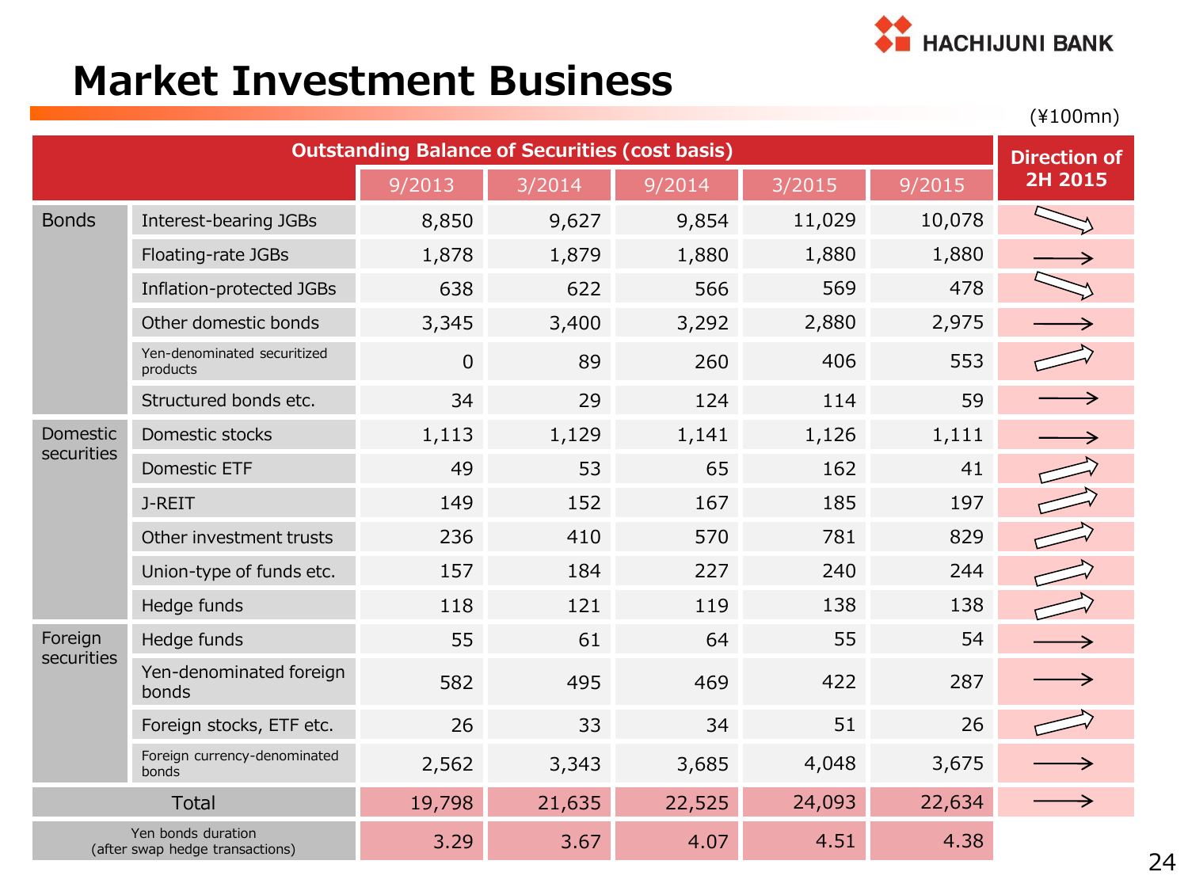# Market Investment Business

(¥100mn)

| | | Outstanding Balance of Securities (cost basis) | | | | | Direction of 2H 2015 |
|---|---|---|---|---|---|---|---|
| | | 9/2013 | 3/2014 | 9/2014 | 3/2015 | 9/2015 | |
| Bonds | Interest-bearing JGBs | 8,850 | 9,627 | 9,854 | 11,029 | 10,078 | ↘ |
| | Floating-rate JGBs | 1,878 | 1,879 | 1,880 | 1,880 | 1,880 | → |
| | Inflation-protected JGBs | 638 | 622 | 566 | 569 | 478 | ↘ |
| | Other domestic bonds | 3,345 | 3,400 | 3,292 | 2,880 | 2,975 | → |
| | Yen-denominated securitized products | 0 | 89 | 260 | 406 | 553 | ↗ |
| | Structured bonds etc. | 34 | 29 | 124 | 114 | 59 | → |
| Domestic securities | Domestic stocks | 1,113 | 1,129 | 1,141 | 1,126 | 1,111 | → |
| | Domestic ETF | 49 | 53 | 65 | 162 | 41 | ↗ |
| | J-REIT | 149 | 152 | 167 | 185 | 197 | ↗ |
| | Other investment trusts | 236 | 410 | 570 | 781 | 829 | ↗ |
| | Union-type of funds etc. | 157 | 184 | 227 | 240 | 244 | ↗ |
| | Hedge funds | 118 | 121 | 119 | 138 | 138 | ↗ |
| Foreign securities | Hedge funds | 55 | 61 | 64 | 55 | 54 | → |
| | Yen-denominated foreign bonds | 582 | 495 | 469 | 422 | 287 | → |
| | Foreign stocks, ETF etc. | 26 | 33 | 34 | 51 | 26 | ↗ |
| | Foreign currency-denominated bonds | 2,562 | 3,343 | 3,685 | 4,048 | 3,675 | → |
| Total | | 19,798 | 21,635 | 22,525 | 24,093 | 22,634 | → |
| Yen bonds duration (after swap hedge transactions) | | 3.29 | 3.67 | 4.07 | 4.51 | 4.38 | |